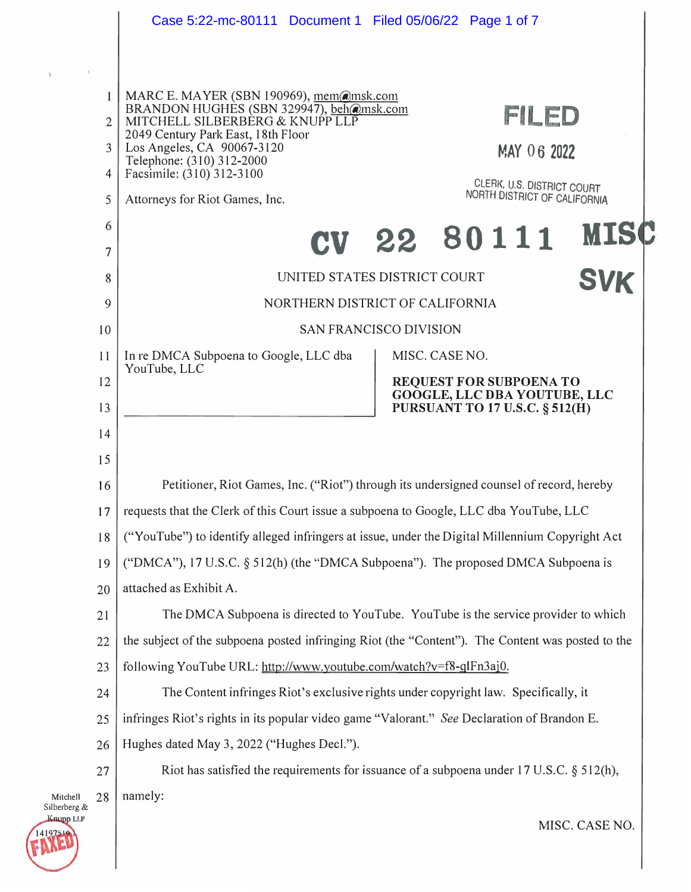MARC E. MAYER (SBN 190969), mem@msk.com
BRANDON HUGHES (SBN 329947), beh@msk.com
MITCHELL SILBERBERG & KNUPP LLP
2049 Century Park East, 18th Floor
Los Angeles, CA 90067-3120
Telephone: (310) 312-2000
Facsimile: (310) 312-3100

Attorneys for Riot Games, Inc.

FILED

MAY 06 2022

CLERK, U.S. DISTRICT COURT
NORTH DISTRICT OF CALIFORNIA

CV 22 80111 MISC

SVK

UNITED STATES DISTRICT COURT

NORTHERN DISTRICT OF CALIFORNIA

SAN FRANCISCO DIVISION

In re DMCA Subpoena to Google, LLC dba YouTube, LLC

MISC. CASE NO.

**REQUEST FOR SUBPOENA TO GOOGLE, LLC DBA YOUTUBE, LLC PURSUANT TO 17 U.S.C. § 512(H)**

Petitioner, Riot Games, Inc. ("Riot") through its undersigned counsel of record, hereby requests that the Clerk of this Court issue a subpoena to Google, LLC dba YouTube, LLC ("YouTube") to identify alleged infringers at issue, under the Digital Millennium Copyright Act ("DMCA"), 17 U.S.C. § 512(h) (the "DMCA Subpoena"). The proposed DMCA Subpoena is attached as Exhibit A.

The DMCA Subpoena is directed to YouTube. YouTube is the service provider to which the subject of the subpoena posted infringing Riot (the "Content"). The Content was posted to the following YouTube URL: http://www.youtube.com/watch?v=f8-qlFn3aj0.

The Content infringes Riot's exclusive rights under copyright law. Specifically, it infringes Riot's rights in its popular video game "Valorant." *See* Declaration of Brandon E. Hughes dated May 3, 2022 ("Hughes Decl.").

Riot has satisfied the requirements for issuance of a subpoena under 17 U.S.C. § 512(h), namely:

Mitchell Silberberg & Knupp LLP
14197519.1

MISC. CASE NO.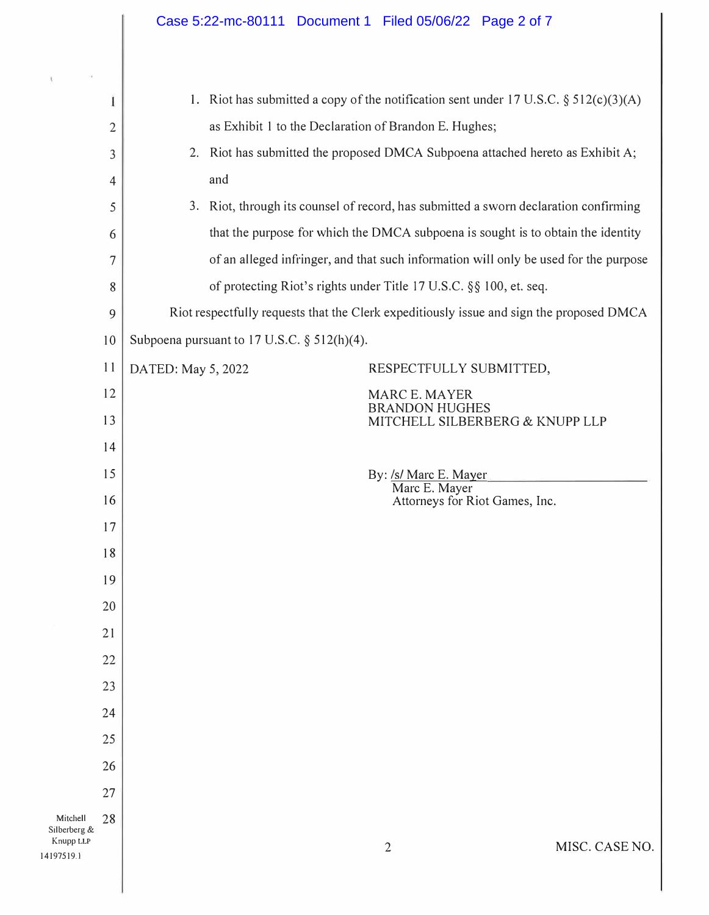1. Riot has submitted a copy of the notification sent under 17 U.S.C. § 512(c)(3)(A) as Exhibit 1 to the Declaration of Brandon E. Hughes;
2. Riot has submitted the proposed DMCA Subpoena attached hereto as Exhibit A; and
3. Riot, through its counsel of record, has submitted a sworn declaration confirming that the purpose for which the DMCA subpoena is sought is to obtain the identity of an alleged infringer, and that such information will only be used for the purpose of protecting Riot's rights under Title 17 U.S.C. §§ 100, et. seq.

Riot respectfully requests that the Clerk expeditiously issue and sign the proposed DMCA Subpoena pursuant to 17 U.S.C. § 512(h)(4).

DATED: May 5, 2022

RESPECTFULLY SUBMITTED,

MARC E. MAYER
BRANDON HUGHES
MITCHELL SILBERBERG & KNUPP LLP

By: /s/ Marc E. Mayer
Marc E. Mayer
Attorneys for Riot Games, Inc.

MISC. CASE NO.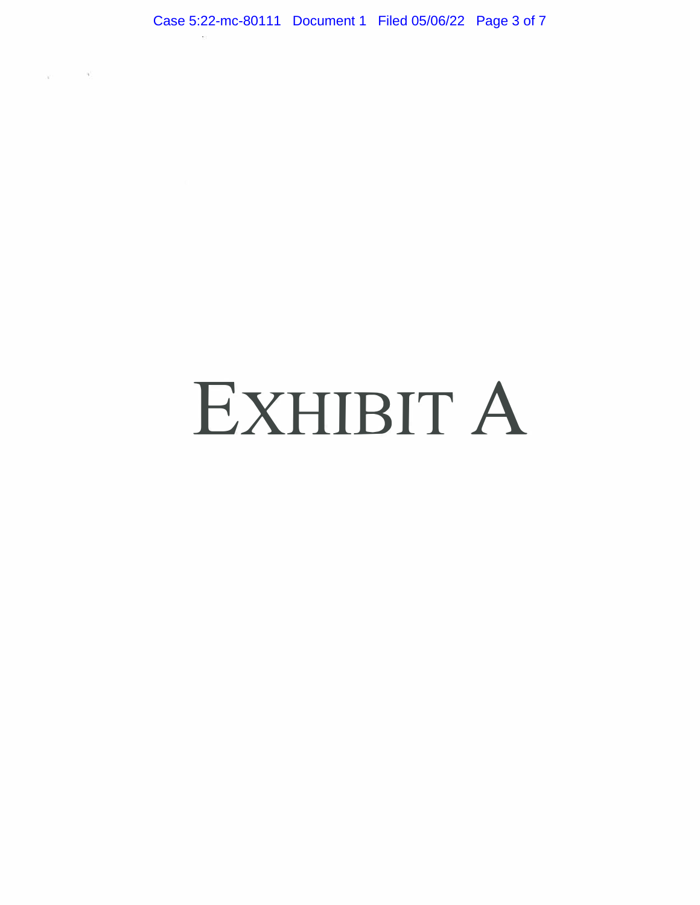# EXHIBIT A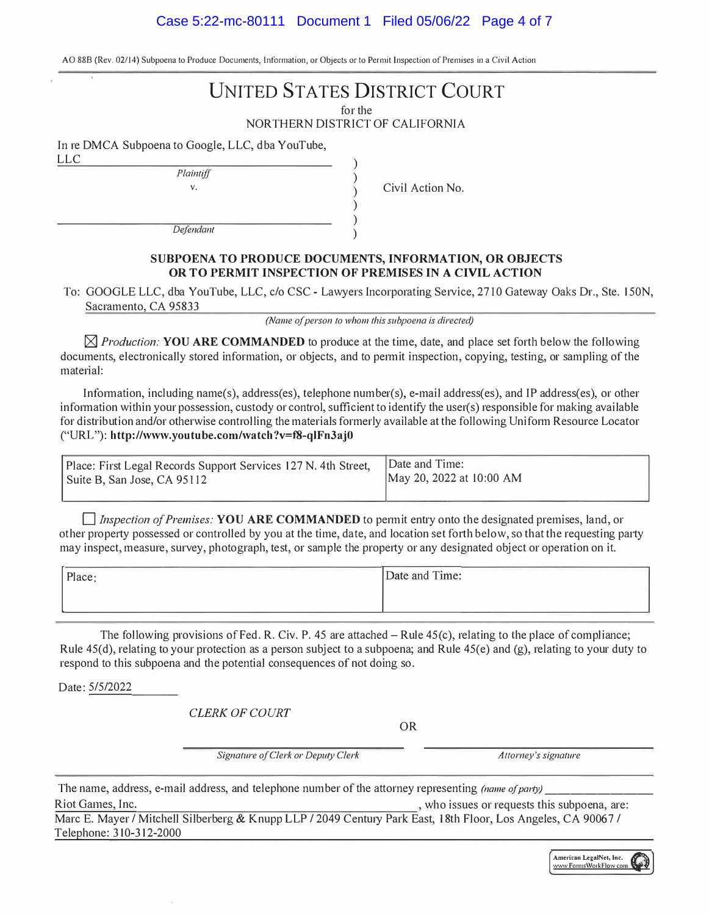AO 88B (Rev. 02/14) Subpoena to Produce Documents, Information, or Objects or to Permit Inspection of Premises in a Civil Action

# UNITED STATES DISTRICT COURT

for the
NORTHERN DISTRICT OF CALIFORNIA

In re DMCA Subpoena to Google, LLC, dba YouTube, LLC
*Plaintiff*
v.
*Defendant*

Civil Action No.

**SUBPOENA TO PRODUCE DOCUMENTS, INFORMATION, OR OBJECTS OR TO PERMIT INSPECTION OF PREMISES IN A CIVIL ACTION**

To: GOOGLE LLC, dba YouTube, LLC, c/o CSC - Lawyers Incorporating Service, 2710 Gateway Oaks Dr., Ste. 150N, Sacramento, CA 95833

*(Name of person to whom this subpoena is directed)*

☒ *Production:* **YOU ARE COMMANDED** to produce at the time, date, and place set forth below the following documents, electronically stored information, or objects, and to permit inspection, copying, testing, or sampling of the material:

Information, including name(s), address(es), telephone number(s), e-mail address(es), and IP address(es), or other information within your possession, custody or control, sufficient to identify the user(s) responsible for making available for distribution and/or otherwise controlling the materials formerly available at the following Uniform Resource Locator ("URL"): **http://www.youtube.com/watch?v=f8-qlFn3aj0**

| Place: First Legal Records Support Services 127 N. 4th Street, Suite B, San Jose, CA 95112 | Date and Time: May 20, 2022 at 10:00 AM |
|---|---|

☐ *Inspection of Premises:* **YOU ARE COMMANDED** to permit entry onto the designated premises, land, or other property possessed or controlled by you at the time, date, and location set forth below, so that the requesting party may inspect, measure, survey, photograph, test, or sample the property or any designated object or operation on it.

| Place: | Date and Time: |
|---|---|

The following provisions of Fed. R. Civ. P. 45 are attached – Rule 45(c), relating to the place of compliance; Rule 45(d), relating to your protection as a person subject to a subpoena; and Rule 45(e) and (g), relating to your duty to respond to this subpoena and the potential consequences of not doing so.

Date: 5/5/2022

*CLERK OF COURT*

OR

*Signature of Clerk or Deputy Clerk* | *Attorney's signature*

The name, address, e-mail address, and telephone number of the attorney representing *(name of party)* Riot Games, Inc., who issues or requests this subpoena, are:
Marc E. Mayer / Mitchell Silberberg & Knupp LLP / 2049 Century Park East, 18th Floor, Los Angeles, CA 90067 / Telephone: 310-312-2000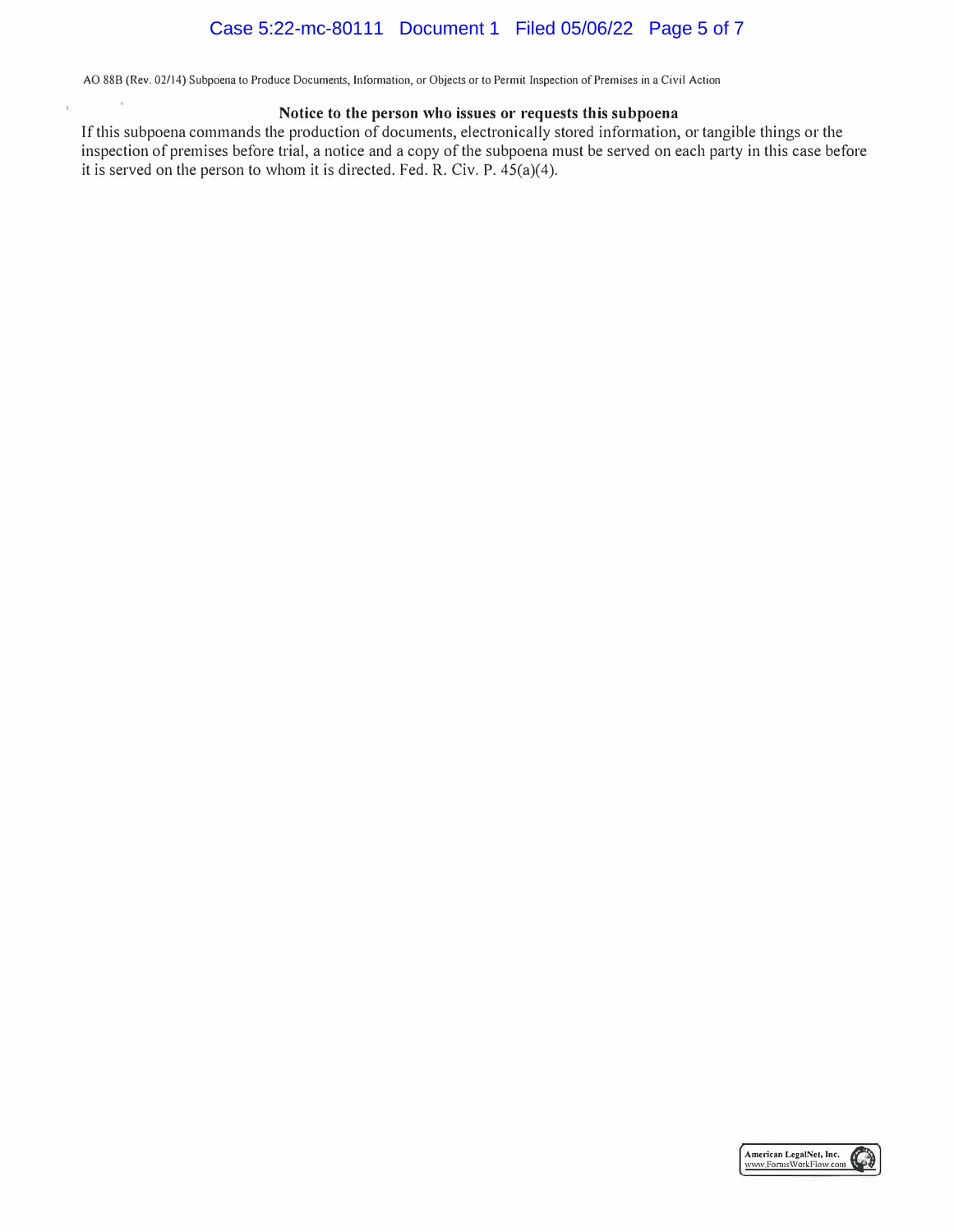AO 88B (Rev. 02/14) Subpoena to Produce Documents, Information, or Objects or to Permit Inspection of Premises in a Civil Action

**Notice to the person who issues or requests this subpoena**

If this subpoena commands the production of documents, electronically stored information, or tangible things or the inspection of premises before trial, a notice and a copy of the subpoena must be served on each party in this case before it is served on the person to whom it is directed. Fed. R. Civ. P. 45(a)(4).

American LegalNet, Inc.
www.FormsWorkFlow.com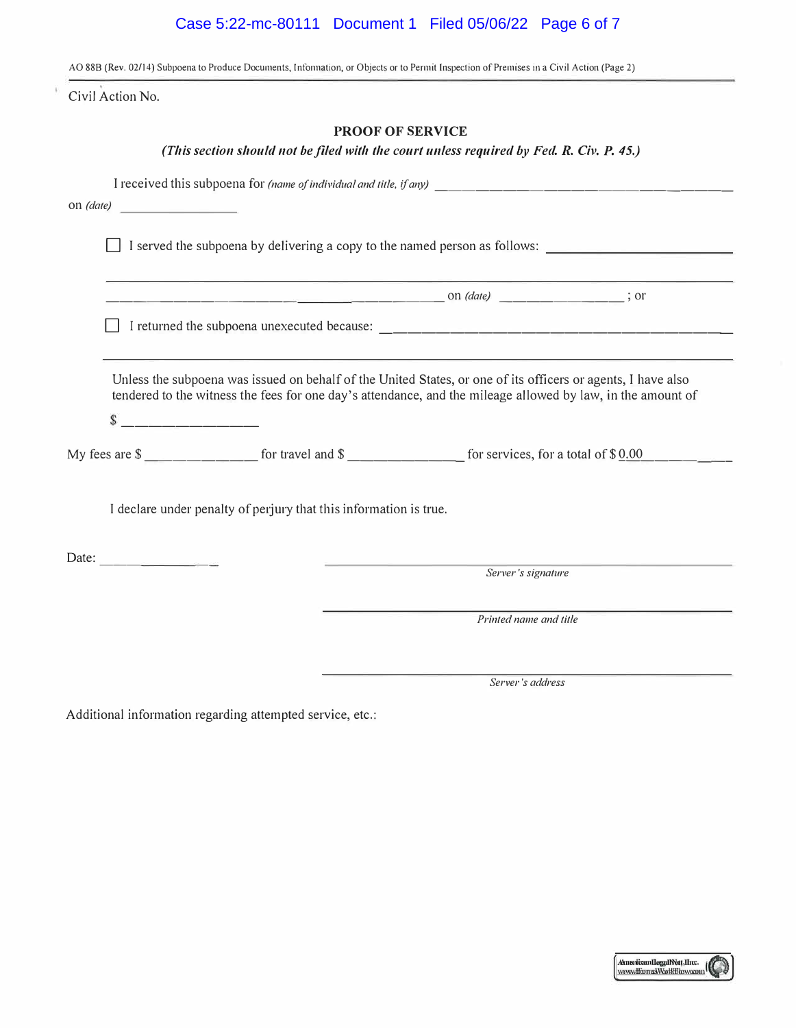AO 88B (Rev. 02/14) Subpoena to Produce Documents, Information, or Objects or to Permit Inspection of Premises in a Civil Action (Page 2)

Civil Action No.

## PROOF OF SERVICE

***(This section should not be filed with the court unless required by Fed. R. Civ. P. 45.)***

I received this subpoena for *(name of individual and title, if any)* ______________________________

on *(date)* ______________

☐ I served the subpoena by delivering a copy to the named person as follows: ______________________________

______________________________________________________________________

______________________________________________ on *(date)* ______________ ; or

☐ I returned the subpoena unexecuted because: ______________________________

______________________________________________________________________

Unless the subpoena was issued on behalf of the United States, or one of its officers or agents, I have also tendered to the witness the fees for one day's attendance, and the mileage allowed by law, in the amount of

$ ______________

My fees are $ ______________ for travel and $ ______________ for services, for a total of $ 0.00

I declare under penalty of perjury that this information is true.

Date: ______________

______________________________
*Server's signature*

______________________________
*Printed name and title*

______________________________
*Server's address*

Additional information regarding attempted service, etc.: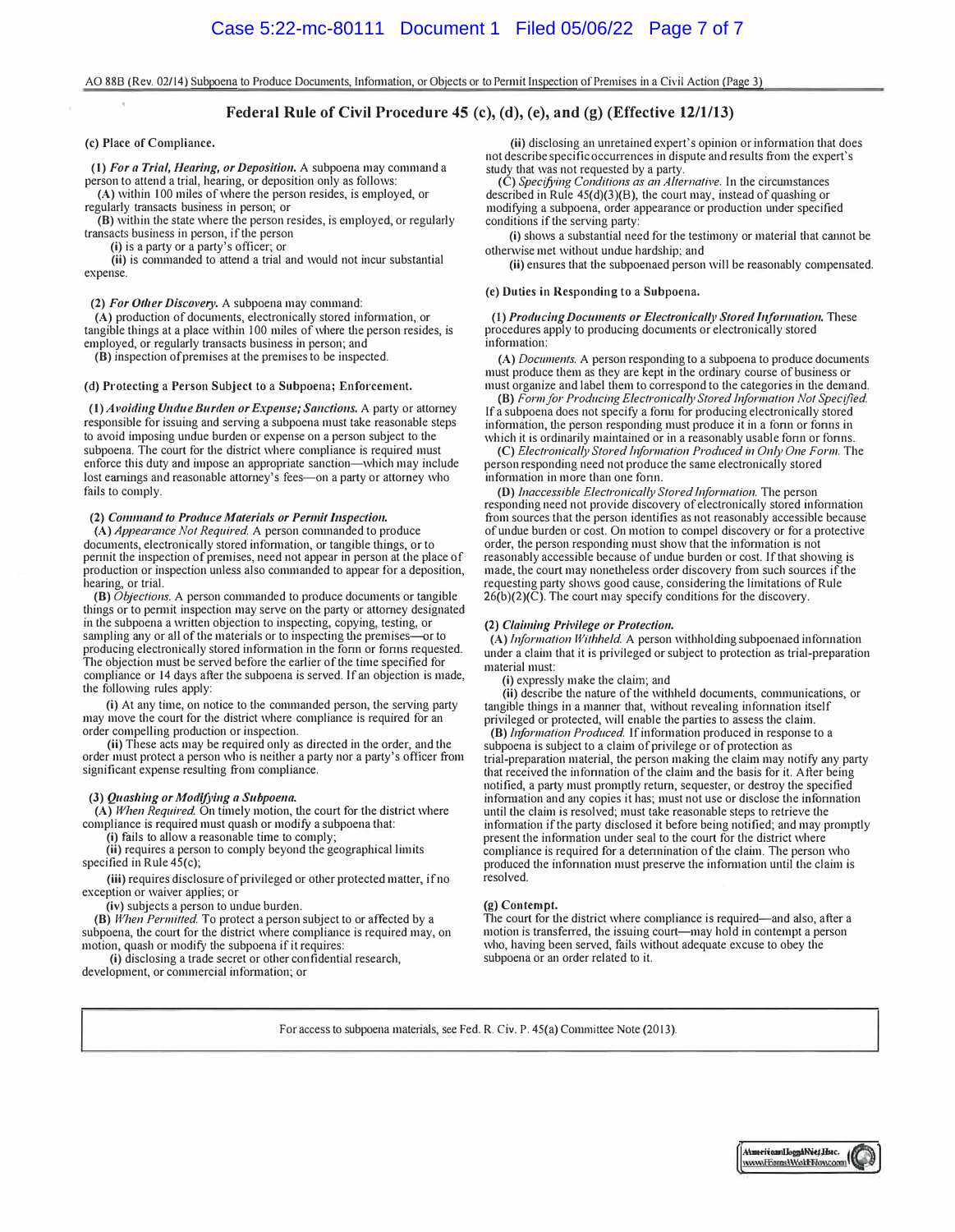AO 88B (Rev. 02/14) Subpoena to Produce Documents, Information, or Objects or to Permit Inspection of Premises in a Civil Action (Page 3)

## Federal Rule of Civil Procedure 45 (c), (d), (e), and (g) (Effective 12/1/13)

**(c) Place of Compliance.**

**(1)** ***For a Trial, Hearing, or Deposition.*** A subpoena may command a person to attend a trial, hearing, or deposition only as follows:

**(A)** within 100 miles of where the person resides, is employed, or regularly transacts business in person; or

**(B)** within the state where the person resides, is employed, or regularly transacts business in person, if the person

**(i)** is a party or a party's officer; or

**(ii)** is commanded to attend a trial and would not incur substantial expense.

**(2)** ***For Other Discovery.*** A subpoena may command:

**(A)** production of documents, electronically stored information, or tangible things at a place within 100 miles of where the person resides, is employed, or regularly transacts business in person; and

**(B)** inspection of premises at the premises to be inspected.

**(d) Protecting a Person Subject to a Subpoena; Enforcement.**

**(1)** ***Avoiding Undue Burden or Expense; Sanctions.*** A party or attorney responsible for issuing and serving a subpoena must take reasonable steps to avoid imposing undue burden or expense on a person subject to the subpoena. The court for the district where compliance is required must enforce this duty and impose an appropriate sanction—which may include lost earnings and reasonable attorney's fees—on a party or attorney who fails to comply.

**(2)** ***Command to Produce Materials or Permit Inspection.***

**(A)** *Appearance Not Required.* A person commanded to produce documents, electronically stored information, or tangible things, or to permit the inspection of premises, need not appear in person at the place of production or inspection unless also commanded to appear for a deposition, hearing, or trial.

**(B)** *Objections.* A person commanded to produce documents or tangible things or to permit inspection may serve on the party or attorney designated in the subpoena a written objection to inspecting, copying, testing, or sampling any or all of the materials or to inspecting the premises—or to producing electronically stored information in the form or forms requested. The objection must be served before the earlier of the time specified for compliance or 14 days after the subpoena is served. If an objection is made, the following rules apply:

**(i)** At any time, on notice to the commanded person, the serving party may move the court for the district where compliance is required for an order compelling production or inspection.

**(ii)** These acts may be required only as directed in the order, and the order must protect a person who is neither a party nor a party's officer from significant expense resulting from compliance.

**(3)** ***Quashing or Modifying a Subpoena.***

**(A)** *When Required.* On timely motion, the court for the district where compliance is required must quash or modify a subpoena that:

**(i)** fails to allow a reasonable time to comply;

**(ii)** requires a person to comply beyond the geographical limits specified in Rule 45(c);

**(iii)** requires disclosure of privileged or other protected matter, if no exception or waiver applies; or

**(iv)** subjects a person to undue burden.

**(B)** *When Permitted.* To protect a person subject to or affected by a subpoena, the court for the district where compliance is required may, on motion, quash or modify the subpoena if it requires:

**(i)** disclosing a trade secret or other confidential research, development, or commercial information; or

**(ii)** disclosing an unretained expert's opinion or information that does not describe specific occurrences in dispute and results from the expert's study that was not requested by a party.

**(C)** *Specifying Conditions as an Alternative.* In the circumstances described in Rule 45(d)(3)(B), the court may, instead of quashing or modifying a subpoena, order appearance or production under specified conditions if the serving party:

**(i)** shows a substantial need for the testimony or material that cannot be otherwise met without undue hardship; and

**(ii)** ensures that the subpoenaed person will be reasonably compensated.

**(e) Duties in Responding to a Subpoena.**

**(1)** ***Producing Documents or Electronically Stored Information.*** These procedures apply to producing documents or electronically stored information:

**(A)** *Documents.* A person responding to a subpoena to produce documents must produce them as they are kept in the ordinary course of business or must organize and label them to correspond to the categories in the demand.

**(B)** *Form for Producing Electronically Stored Information Not Specified.* If a subpoena does not specify a form for producing electronically stored information, the person responding must produce it in a form or forms in which it is ordinarily maintained or in a reasonably usable form or forms.

**(C)** *Electronically Stored Information Produced in Only One Form.* The person responding need not produce the same electronically stored information in more than one form.

**(D)** *Inaccessible Electronically Stored Information.* The person responding need not provide discovery of electronically stored information from sources that the person identifies as not reasonably accessible because of undue burden or cost. On motion to compel discovery or for a protective order, the person responding must show that the information is not reasonably accessible because of undue burden or cost. If that showing is made, the court may nonetheless order discovery from such sources if the requesting party shows good cause, considering the limitations of Rule 26(b)(2)(C). The court may specify conditions for the discovery.

**(2)** ***Claiming Privilege or Protection.***

**(A)** *Information Withheld.* A person withholding subpoenaed information under a claim that it is privileged or subject to protection as trial-preparation material must:

**(i)** expressly make the claim; and

**(ii)** describe the nature of the withheld documents, communications, or tangible things in a manner that, without revealing information itself privileged or protected, will enable the parties to assess the claim.

**(B)** *Information Produced.* If information produced in response to a subpoena is subject to a claim of privilege or of protection as trial-preparation material, the person making the claim may notify any party that received the information of the claim and the basis for it. After being notified, a party must promptly return, sequester, or destroy the specified information and any copies it has; must not use or disclose the information until the claim is resolved; must take reasonable steps to retrieve the information if the party disclosed it before being notified; and may promptly present the information under seal to the court for the district where compliance is required for a determination of the claim. The person who produced the information must preserve the information until the claim is resolved.

**(g) Contempt.**

The court for the district where compliance is required—and also, after a motion is transferred, the issuing court—may hold in contempt a person who, having been served, fails without adequate excuse to obey the subpoena or an order related to it.

For access to subpoena materials, see Fed. R. Civ. P. 45(a) Committee Note (2013).